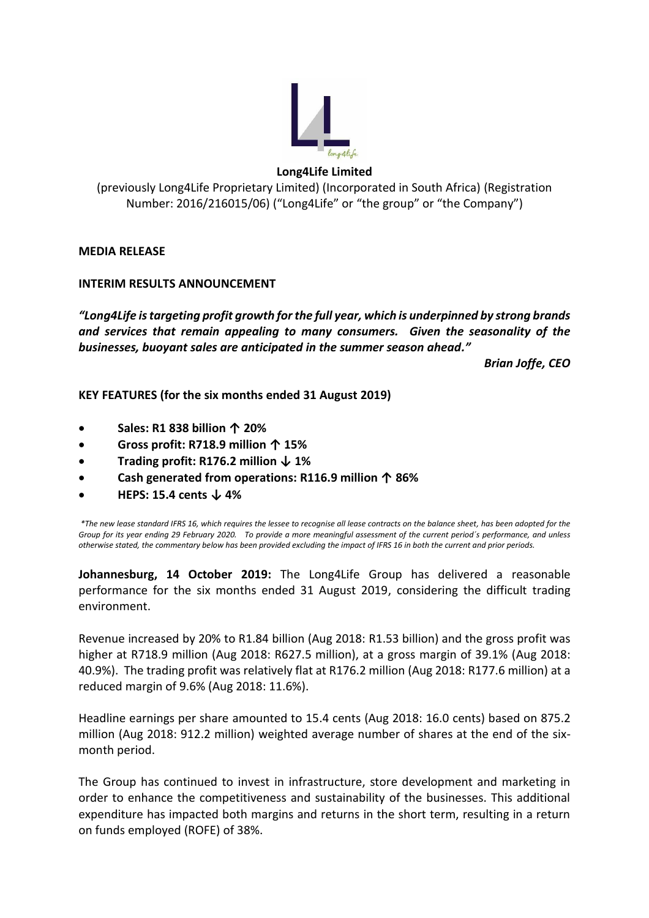**Long4Life Limited**

(previously Long4Life Proprietary Limited) (Incorporated in South Africa) (Registration Number: 2016/216015/06) ("Long4Life" or "the group" or "the Company")

**MEDIA RELEASE**

**INTERIM RESULTS ANNOUNCEMENT**

***"Long4Life is targeting profit growth for the full year, which is underpinned by strong brands and services that remain appealing to many consumers. Given the seasonality of the businesses, buoyant sales are anticipated in the summer season ahead."***

***Brian Joffe, CEO***

**KEY FEATURES (for the six months ended 31 August 2019)**

- **Sales: R1 838 billion ↑ 20%**
- **Gross profit: R718.9 million ↑ 15%**
- **Trading profit: R176.2 million ↓ 1%**
- **Cash generated from operations: R116.9 million ↑ 86%**
- **HEPS: 15.4 cents ↓ 4%**

*\*The new lease standard IFRS 16, which requires the lessee to recognise all lease contracts on the balance sheet, has been adopted for the Group for its year ending 29 February 2020. To provide a more meaningful assessment of the current period's performance, and unless otherwise stated, the commentary below has been provided excluding the impact of IFRS 16 in both the current and prior periods.*

**Johannesburg, 14 October 2019:** The Long4Life Group has delivered a reasonable performance for the six months ended 31 August 2019, considering the difficult trading environment.

Revenue increased by 20% to R1.84 billion (Aug 2018: R1.53 billion) and the gross profit was higher at R718.9 million (Aug 2018: R627.5 million), at a gross margin of 39.1% (Aug 2018: 40.9%). The trading profit was relatively flat at R176.2 million (Aug 2018: R177.6 million) at a reduced margin of 9.6% (Aug 2018: 11.6%).

Headline earnings per share amounted to 15.4 cents (Aug 2018: 16.0 cents) based on 875.2 million (Aug 2018: 912.2 million) weighted average number of shares at the end of the six-month period.

The Group has continued to invest in infrastructure, store development and marketing in order to enhance the competitiveness and sustainability of the businesses. This additional expenditure has impacted both margins and returns in the short term, resulting in a return on funds employed (ROFE) of 38%.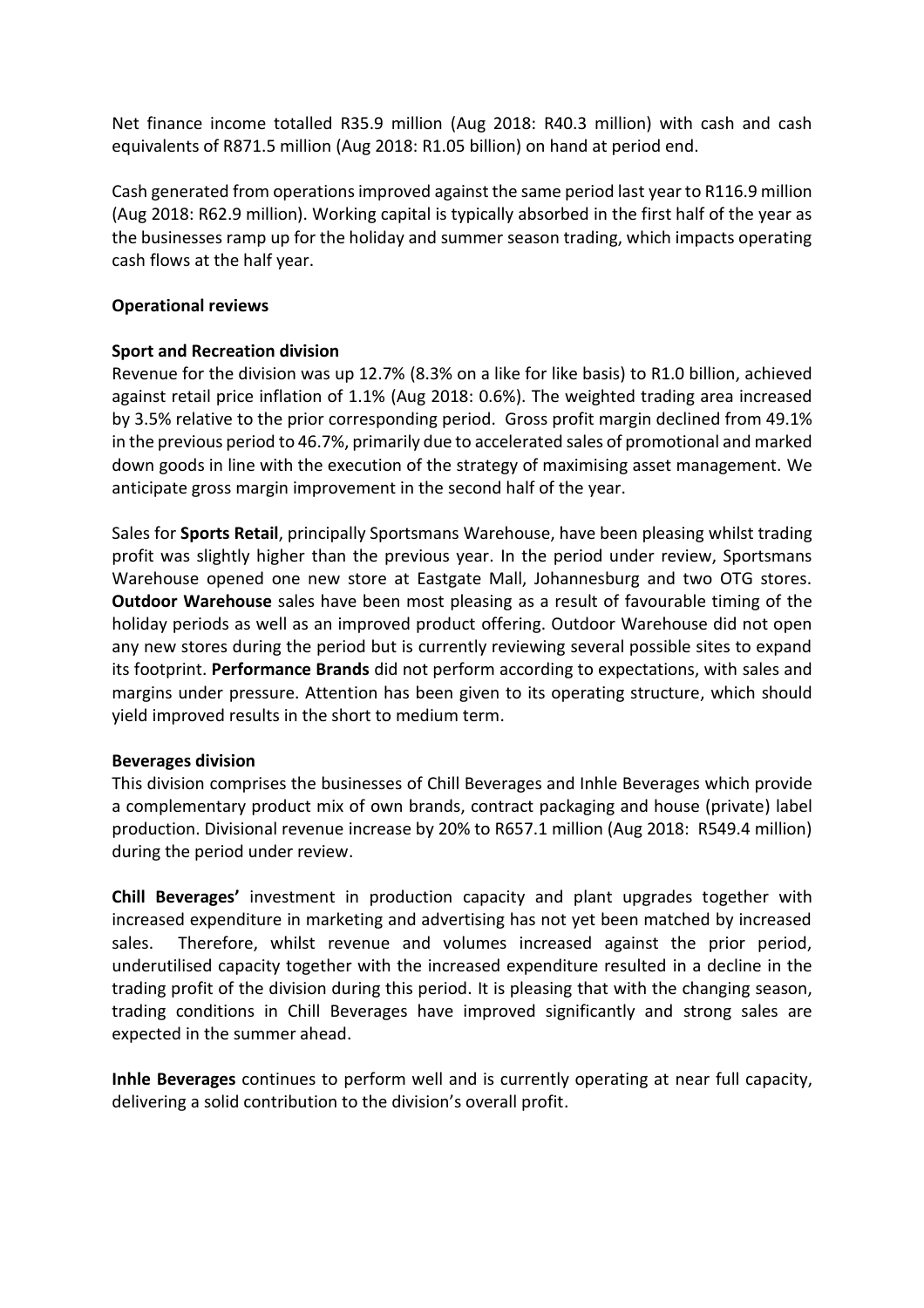Net finance income totalled R35.9 million (Aug 2018: R40.3 million) with cash and cash equivalents of R871.5 million (Aug 2018: R1.05 billion) on hand at period end.

Cash generated from operations improved against the same period last year to R116.9 million (Aug 2018: R62.9 million). Working capital is typically absorbed in the first half of the year as the businesses ramp up for the holiday and summer season trading, which impacts operating cash flows at the half year.

## Operational reviews

### Sport and Recreation division

Revenue for the division was up 12.7% (8.3% on a like for like basis) to R1.0 billion, achieved against retail price inflation of 1.1% (Aug 2018: 0.6%). The weighted trading area increased by 3.5% relative to the prior corresponding period. Gross profit margin declined from 49.1% in the previous period to 46.7%, primarily due to accelerated sales of promotional and marked down goods in line with the execution of the strategy of maximising asset management. We anticipate gross margin improvement in the second half of the year.

Sales for **Sports Retail**, principally Sportsmans Warehouse, have been pleasing whilst trading profit was slightly higher than the previous year. In the period under review, Sportsmans Warehouse opened one new store at Eastgate Mall, Johannesburg and two OTG stores. **Outdoor Warehouse** sales have been most pleasing as a result of favourable timing of the holiday periods as well as an improved product offering. Outdoor Warehouse did not open any new stores during the period but is currently reviewing several possible sites to expand its footprint. **Performance Brands** did not perform according to expectations, with sales and margins under pressure. Attention has been given to its operating structure, which should yield improved results in the short to medium term.

### Beverages division

This division comprises the businesses of Chill Beverages and Inhle Beverages which provide a complementary product mix of own brands, contract packaging and house (private) label production. Divisional revenue increase by 20% to R657.1 million (Aug 2018: R549.4 million) during the period under review.

**Chill Beverages'** investment in production capacity and plant upgrades together with increased expenditure in marketing and advertising has not yet been matched by increased sales. Therefore, whilst revenue and volumes increased against the prior period, underutilised capacity together with the increased expenditure resulted in a decline in the trading profit of the division during this period. It is pleasing that with the changing season, trading conditions in Chill Beverages have improved significantly and strong sales are expected in the summer ahead.

**Inhle Beverages** continues to perform well and is currently operating at near full capacity, delivering a solid contribution to the division's overall profit.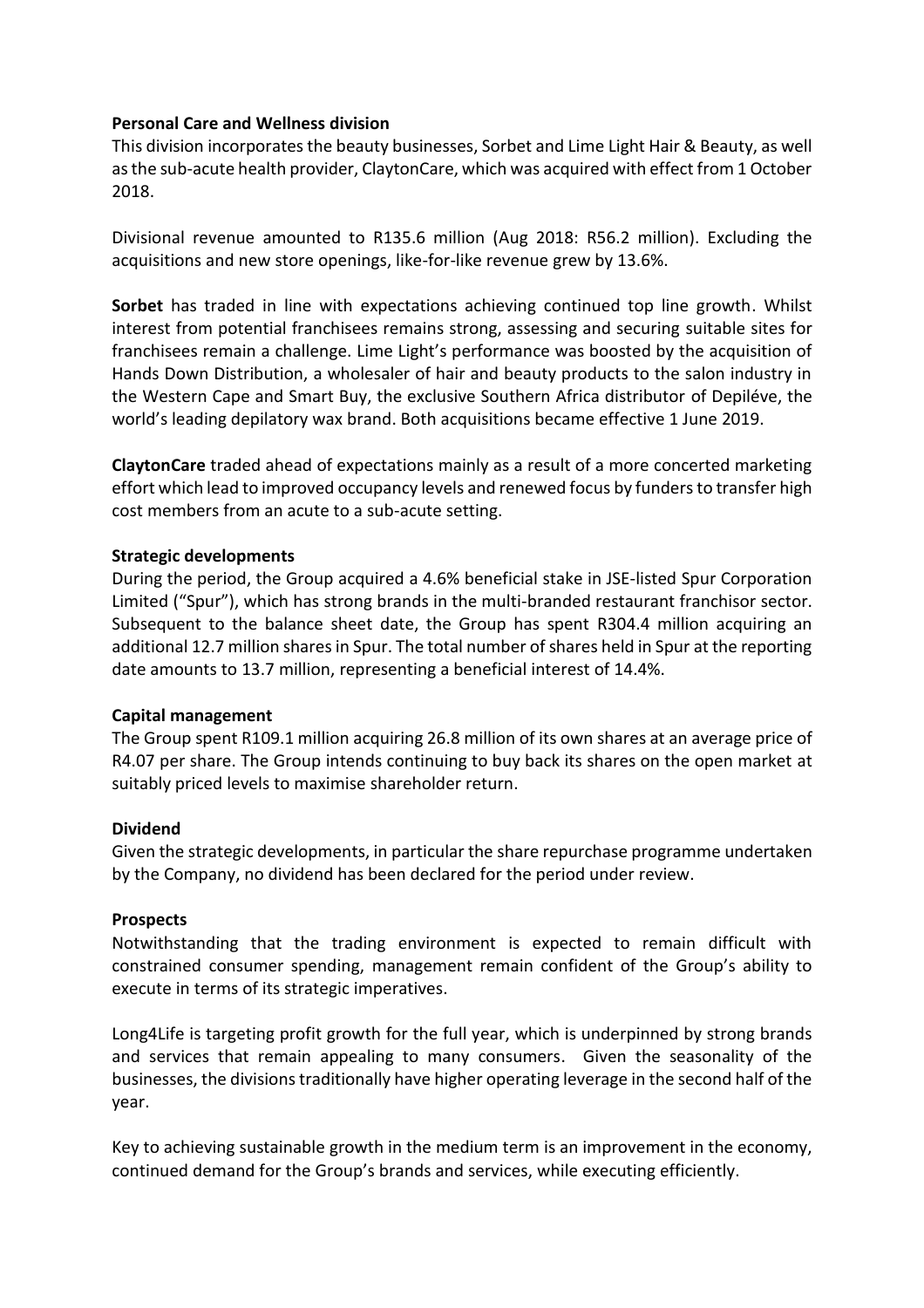**Personal Care and Wellness division**

This division incorporates the beauty businesses, Sorbet and Lime Light Hair & Beauty, as well as the sub-acute health provider, ClaytonCare, which was acquired with effect from 1 October 2018.

Divisional revenue amounted to R135.6 million (Aug 2018: R56.2 million). Excluding the acquisitions and new store openings, like-for-like revenue grew by 13.6%.

**Sorbet** has traded in line with expectations achieving continued top line growth. Whilst interest from potential franchisees remains strong, assessing and securing suitable sites for franchisees remain a challenge. Lime Light's performance was boosted by the acquisition of Hands Down Distribution, a wholesaler of hair and beauty products to the salon industry in the Western Cape and Smart Buy, the exclusive Southern Africa distributor of Depiléve, the world's leading depilatory wax brand. Both acquisitions became effective 1 June 2019.

**ClaytonCare** traded ahead of expectations mainly as a result of a more concerted marketing effort which lead to improved occupancy levels and renewed focus by funders to transfer high cost members from an acute to a sub-acute setting.

**Strategic developments**

During the period, the Group acquired a 4.6% beneficial stake in JSE-listed Spur Corporation Limited ("Spur"), which has strong brands in the multi-branded restaurant franchisor sector. Subsequent to the balance sheet date, the Group has spent R304.4 million acquiring an additional 12.7 million shares in Spur. The total number of shares held in Spur at the reporting date amounts to 13.7 million, representing a beneficial interest of 14.4%.

**Capital management**

The Group spent R109.1 million acquiring 26.8 million of its own shares at an average price of R4.07 per share. The Group intends continuing to buy back its shares on the open market at suitably priced levels to maximise shareholder return.

**Dividend**

Given the strategic developments, in particular the share repurchase programme undertaken by the Company, no dividend has been declared for the period under review.

**Prospects**

Notwithstanding that the trading environment is expected to remain difficult with constrained consumer spending, management remain confident of the Group's ability to execute in terms of its strategic imperatives.

Long4Life is targeting profit growth for the full year, which is underpinned by strong brands and services that remain appealing to many consumers. Given the seasonality of the businesses, the divisions traditionally have higher operating leverage in the second half of the year.

Key to achieving sustainable growth in the medium term is an improvement in the economy, continued demand for the Group's brands and services, while executing efficiently.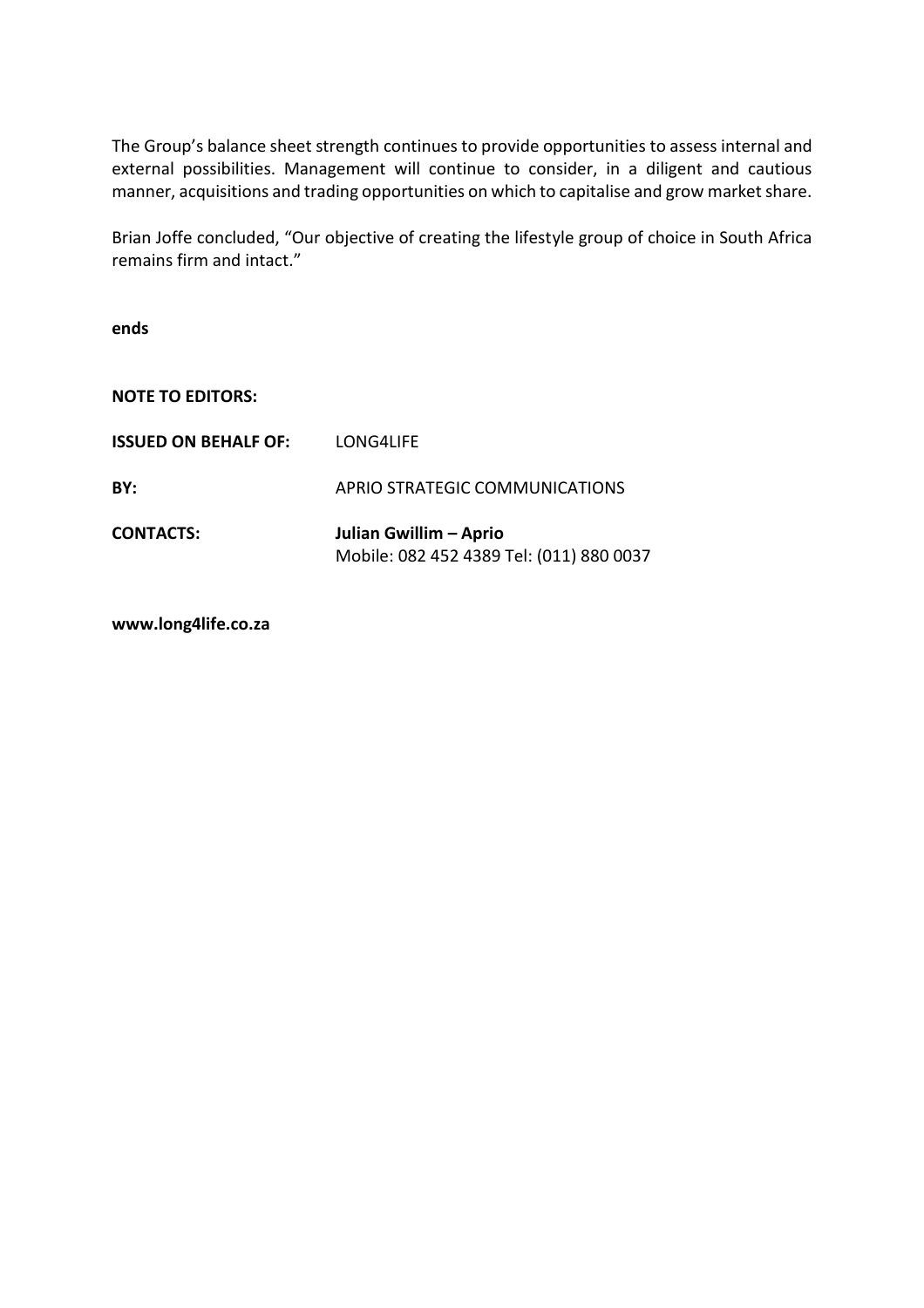The Group's balance sheet strength continues to provide opportunities to assess internal and external possibilities. Management will continue to consider, in a diligent and cautious manner, acquisitions and trading opportunities on which to capitalise and grow market share.

Brian Joffe concluded, "Our objective of creating the lifestyle group of choice in South Africa remains firm and intact."

**ends**

**NOTE TO EDITORS:**

| | |
|---|---|
| **ISSUED ON BEHALF OF:** | LONG4LIFE |
| **BY:** | APRIO STRATEGIC COMMUNICATIONS |
| **CONTACTS:** | **Julian Gwillim – Aprio**<br>Mobile: 082 452 4389 Tel: (011) 880 0037 |

**www.long4life.co.za**